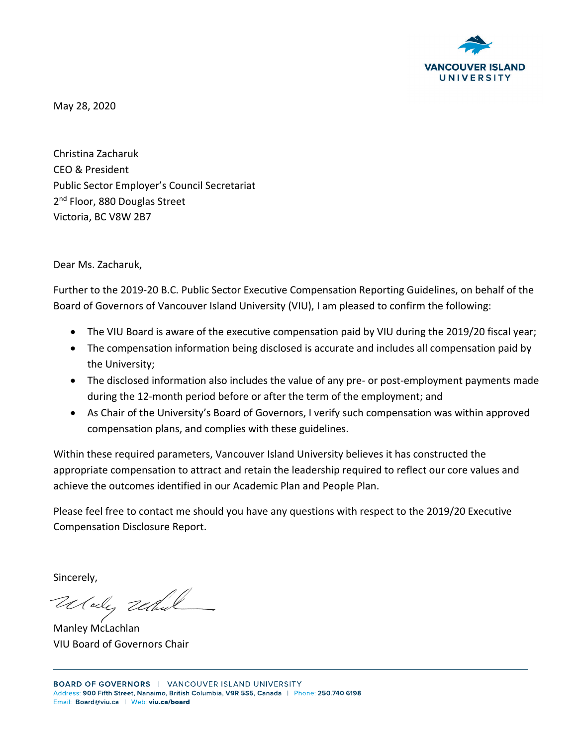VANCOUVER ISLAND UNIVERSITY

May 28, 2020

Christina Zacharuk
CEO & President
Public Sector Employer's Council Secretariat
2nd Floor, 880 Douglas Street
Victoria, BC V8W 2B7

Dear Ms. Zacharuk,

Further to the 2019-20 B.C. Public Sector Executive Compensation Reporting Guidelines, on behalf of the Board of Governors of Vancouver Island University (VIU), I am pleased to confirm the following:

- The VIU Board is aware of the executive compensation paid by VIU during the 2019/20 fiscal year;
- The compensation information being disclosed is accurate and includes all compensation paid by the University;
- The disclosed information also includes the value of any pre- or post-employment payments made during the 12-month period before or after the term of the employment; and
- As Chair of the University's Board of Governors, I verify such compensation was within approved compensation plans, and complies with these guidelines.

Within these required parameters, Vancouver Island University believes it has constructed the appropriate compensation to attract and retain the leadership required to reflect our core values and achieve the outcomes identified in our Academic Plan and People Plan.

Please feel free to contact me should you have any questions with respect to the 2019/20 Executive Compensation Disclosure Report.

Sincerely,

Manley McLachlan
VIU Board of Governors Chair

BOARD OF GOVERNORS | VANCOUVER ISLAND UNIVERSITY
Address: 900 Fifth Street, Nanaimo, British Columbia, V9R 5S5, Canada | Phone: 250.740.6198
Email: Board@viu.ca | Web: viu.ca/board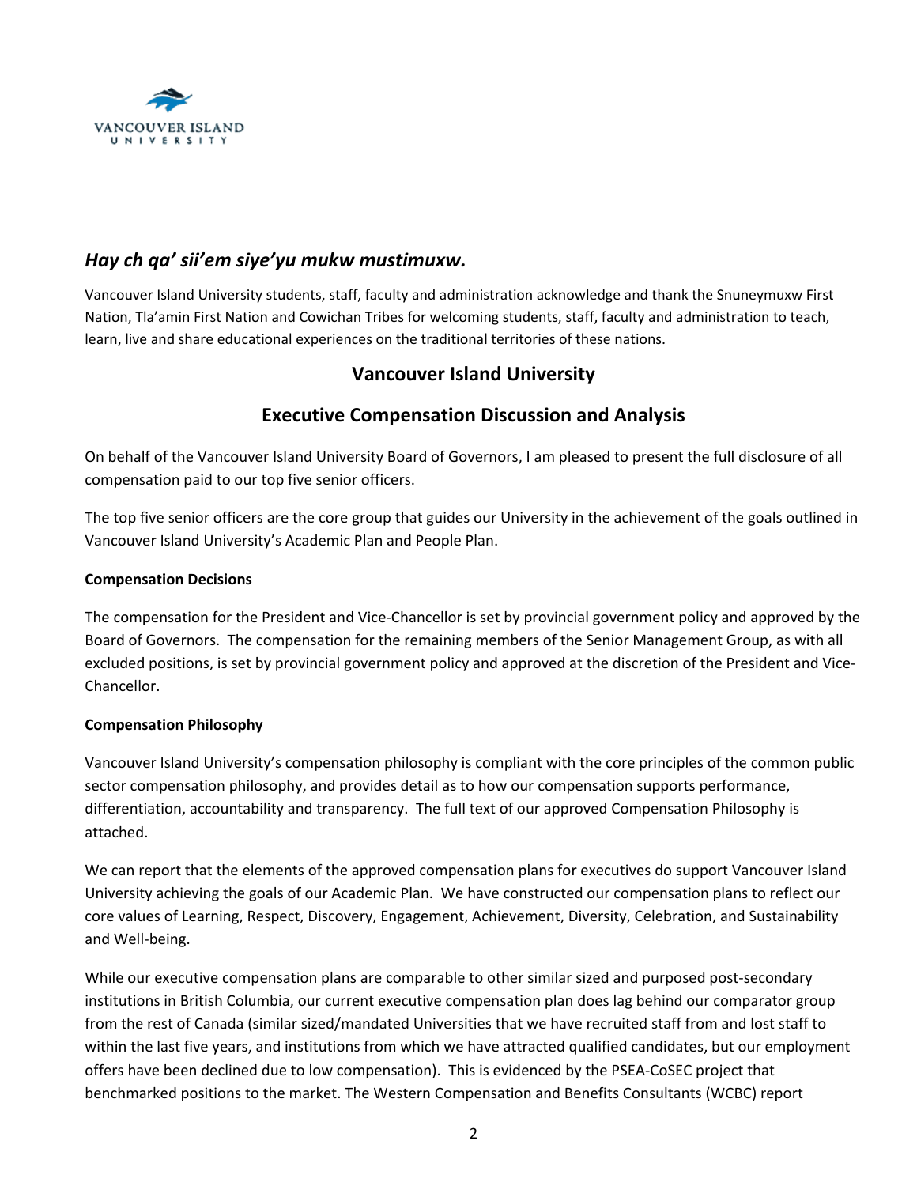VANCOUVER ISLAND UNIVERSITY

## *Hay ch qa' sii'em siye'yu mukw mustimuxw.*

Vancouver Island University students, staff, faculty and administration acknowledge and thank the Snuneymuxw First Nation, Tla'amin First Nation and Cowichan Tribes for welcoming students, staff, faculty and administration to teach, learn, live and share educational experiences on the traditional territories of these nations.

# Vancouver Island University

# Executive Compensation Discussion and Analysis

On behalf of the Vancouver Island University Board of Governors, I am pleased to present the full disclosure of all compensation paid to our top five senior officers.

The top five senior officers are the core group that guides our University in the achievement of the goals outlined in Vancouver Island University's Academic Plan and People Plan.

**Compensation Decisions**

The compensation for the President and Vice-Chancellor is set by provincial government policy and approved by the Board of Governors. The compensation for the remaining members of the Senior Management Group, as with all excluded positions, is set by provincial government policy and approved at the discretion of the President and Vice-Chancellor.

**Compensation Philosophy**

Vancouver Island University's compensation philosophy is compliant with the core principles of the common public sector compensation philosophy, and provides detail as to how our compensation supports performance, differentiation, accountability and transparency. The full text of our approved Compensation Philosophy is attached.

We can report that the elements of the approved compensation plans for executives do support Vancouver Island University achieving the goals of our Academic Plan. We have constructed our compensation plans to reflect our core values of Learning, Respect, Discovery, Engagement, Achievement, Diversity, Celebration, and Sustainability and Well-being.

While our executive compensation plans are comparable to other similar sized and purposed post-secondary institutions in British Columbia, our current executive compensation plan does lag behind our comparator group from the rest of Canada (similar sized/mandated Universities that we have recruited staff from and lost staff to within the last five years, and institutions from which we have attracted qualified candidates, but our employment offers have been declined due to low compensation). This is evidenced by the PSEA-CoSEC project that benchmarked positions to the market. The Western Compensation and Benefits Consultants (WCBC) report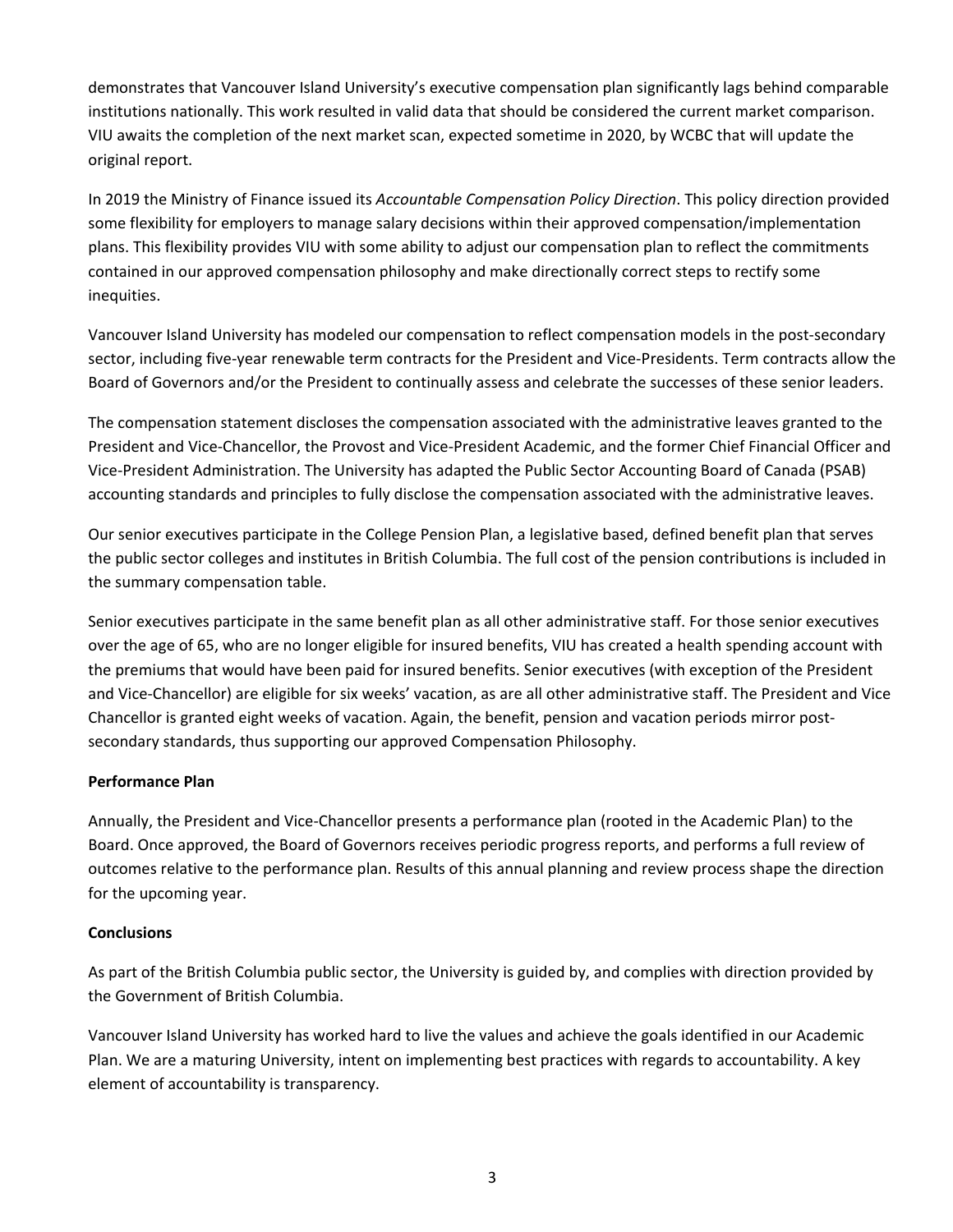demonstrates that Vancouver Island University's executive compensation plan significantly lags behind comparable institutions nationally. This work resulted in valid data that should be considered the current market comparison. VIU awaits the completion of the next market scan, expected sometime in 2020, by WCBC that will update the original report.

In 2019 the Ministry of Finance issued its *Accountable Compensation Policy Direction*. This policy direction provided some flexibility for employers to manage salary decisions within their approved compensation/implementation plans. This flexibility provides VIU with some ability to adjust our compensation plan to reflect the commitments contained in our approved compensation philosophy and make directionally correct steps to rectify some inequities.

Vancouver Island University has modeled our compensation to reflect compensation models in the post-secondary sector, including five-year renewable term contracts for the President and Vice-Presidents. Term contracts allow the Board of Governors and/or the President to continually assess and celebrate the successes of these senior leaders.

The compensation statement discloses the compensation associated with the administrative leaves granted to the President and Vice-Chancellor, the Provost and Vice-President Academic, and the former Chief Financial Officer and Vice-President Administration. The University has adapted the Public Sector Accounting Board of Canada (PSAB) accounting standards and principles to fully disclose the compensation associated with the administrative leaves.

Our senior executives participate in the College Pension Plan, a legislative based, defined benefit plan that serves the public sector colleges and institutes in British Columbia. The full cost of the pension contributions is included in the summary compensation table.

Senior executives participate in the same benefit plan as all other administrative staff. For those senior executives over the age of 65, who are no longer eligible for insured benefits, VIU has created a health spending account with the premiums that would have been paid for insured benefits. Senior executives (with exception of the President and Vice-Chancellor) are eligible for six weeks' vacation, as are all other administrative staff. The President and Vice Chancellor is granted eight weeks of vacation. Again, the benefit, pension and vacation periods mirror post-secondary standards, thus supporting our approved Compensation Philosophy.

**Performance Plan**

Annually, the President and Vice-Chancellor presents a performance plan (rooted in the Academic Plan) to the Board. Once approved, the Board of Governors receives periodic progress reports, and performs a full review of outcomes relative to the performance plan. Results of this annual planning and review process shape the direction for the upcoming year.

**Conclusions**

As part of the British Columbia public sector, the University is guided by, and complies with direction provided by the Government of British Columbia.

Vancouver Island University has worked hard to live the values and achieve the goals identified in our Academic Plan. We are a maturing University, intent on implementing best practices with regards to accountability. A key element of accountability is transparency.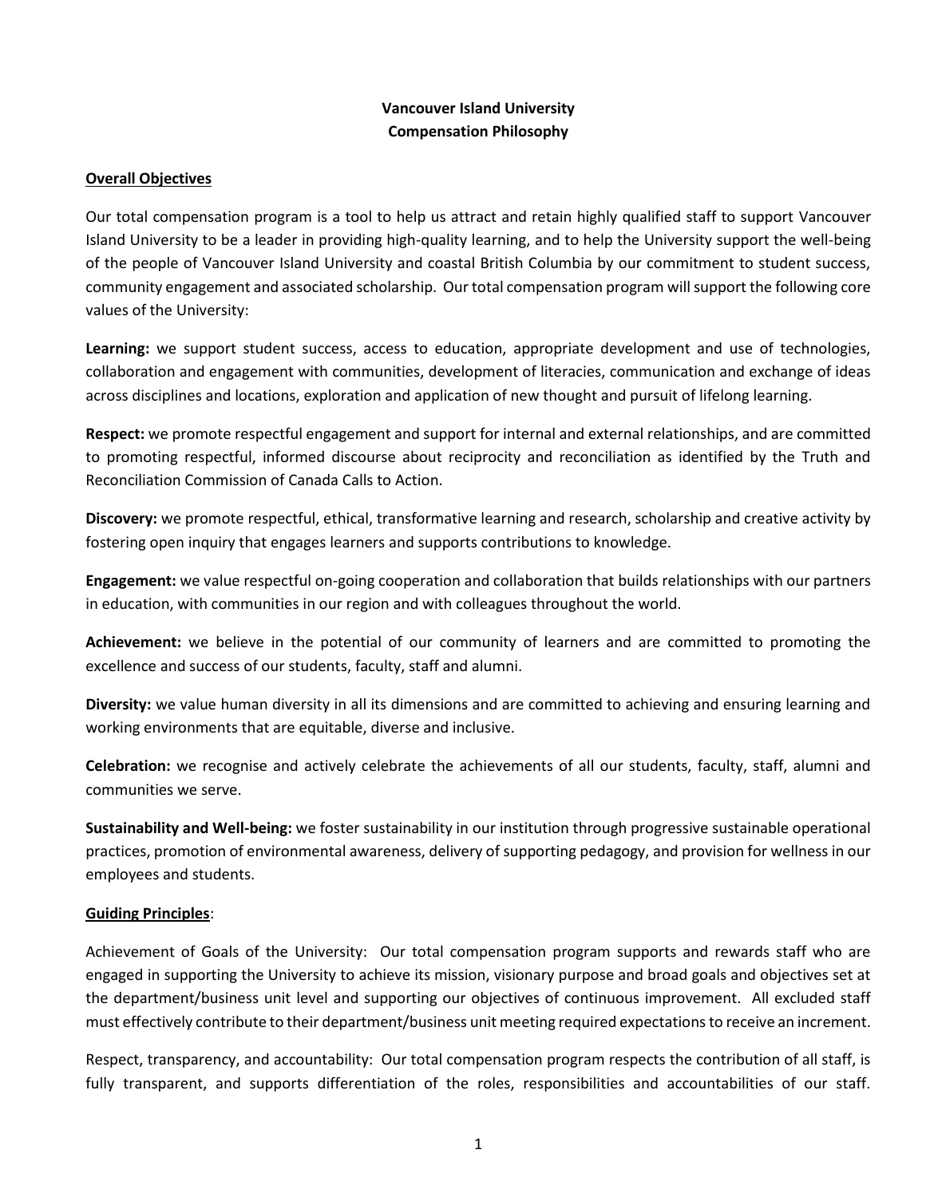**Vancouver Island University**
**Compensation Philosophy**

## Overall Objectives

Our total compensation program is a tool to help us attract and retain highly qualified staff to support Vancouver Island University to be a leader in providing high-quality learning, and to help the University support the well-being of the people of Vancouver Island University and coastal British Columbia by our commitment to student success, community engagement and associated scholarship. Our total compensation program will support the following core values of the University:

**Learning:** we support student success, access to education, appropriate development and use of technologies, collaboration and engagement with communities, development of literacies, communication and exchange of ideas across disciplines and locations, exploration and application of new thought and pursuit of lifelong learning.

**Respect:** we promote respectful engagement and support for internal and external relationships, and are committed to promoting respectful, informed discourse about reciprocity and reconciliation as identified by the Truth and Reconciliation Commission of Canada Calls to Action.

**Discovery:** we promote respectful, ethical, transformative learning and research, scholarship and creative activity by fostering open inquiry that engages learners and supports contributions to knowledge.

**Engagement:** we value respectful on-going cooperation and collaboration that builds relationships with our partners in education, with communities in our region and with colleagues throughout the world.

**Achievement:** we believe in the potential of our community of learners and are committed to promoting the excellence and success of our students, faculty, staff and alumni.

**Diversity:** we value human diversity in all its dimensions and are committed to achieving and ensuring learning and working environments that are equitable, diverse and inclusive.

**Celebration:** we recognise and actively celebrate the achievements of all our students, faculty, staff, alumni and communities we serve.

**Sustainability and Well-being:** we foster sustainability in our institution through progressive sustainable operational practices, promotion of environmental awareness, delivery of supporting pedagogy, and provision for wellness in our employees and students.

## Guiding Principles:

Achievement of Goals of the University: Our total compensation program supports and rewards staff who are engaged in supporting the University to achieve its mission, visionary purpose and broad goals and objectives set at the department/business unit level and supporting our objectives of continuous improvement. All excluded staff must effectively contribute to their department/business unit meeting required expectations to receive an increment.

Respect, transparency, and accountability: Our total compensation program respects the contribution of all staff, is fully transparent, and supports differentiation of the roles, responsibilities and accountabilities of our staff.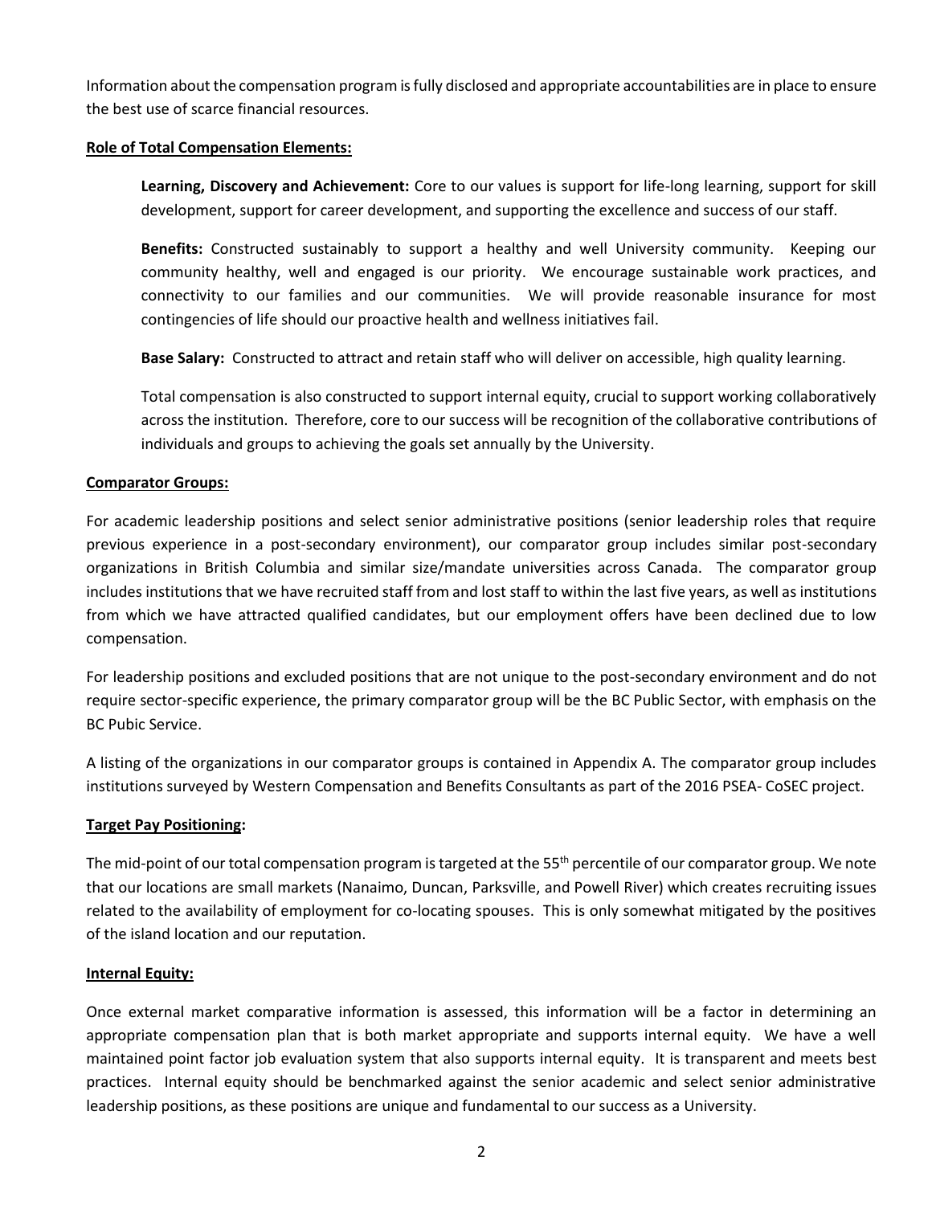Information about the compensation program is fully disclosed and appropriate accountabilities are in place to ensure the best use of scarce financial resources.

**Role of Total Compensation Elements:**

**Learning, Discovery and Achievement:** Core to our values is support for life-long learning, support for skill development, support for career development, and supporting the excellence and success of our staff.

**Benefits:** Constructed sustainably to support a healthy and well University community. Keeping our community healthy, well and engaged is our priority. We encourage sustainable work practices, and connectivity to our families and our communities. We will provide reasonable insurance for most contingencies of life should our proactive health and wellness initiatives fail.

**Base Salary:** Constructed to attract and retain staff who will deliver on accessible, high quality learning.

Total compensation is also constructed to support internal equity, crucial to support working collaboratively across the institution. Therefore, core to our success will be recognition of the collaborative contributions of individuals and groups to achieving the goals set annually by the University.

**Comparator Groups:**

For academic leadership positions and select senior administrative positions (senior leadership roles that require previous experience in a post-secondary environment), our comparator group includes similar post-secondary organizations in British Columbia and similar size/mandate universities across Canada. The comparator group includes institutions that we have recruited staff from and lost staff to within the last five years, as well as institutions from which we have attracted qualified candidates, but our employment offers have been declined due to low compensation.

For leadership positions and excluded positions that are not unique to the post-secondary environment and do not require sector-specific experience, the primary comparator group will be the BC Public Sector, with emphasis on the BC Pubic Service.

A listing of the organizations in our comparator groups is contained in Appendix A. The comparator group includes institutions surveyed by Western Compensation and Benefits Consultants as part of the 2016 PSEA- CoSEC project.

**Target Pay Positioning:**

The mid-point of our total compensation program is targeted at the 55th percentile of our comparator group. We note that our locations are small markets (Nanaimo, Duncan, Parksville, and Powell River) which creates recruiting issues related to the availability of employment for co-locating spouses. This is only somewhat mitigated by the positives of the island location and our reputation.

**Internal Equity:**

Once external market comparative information is assessed, this information will be a factor in determining an appropriate compensation plan that is both market appropriate and supports internal equity. We have a well maintained point factor job evaluation system that also supports internal equity. It is transparent and meets best practices. Internal equity should be benchmarked against the senior academic and select senior administrative leadership positions, as these positions are unique and fundamental to our success as a University.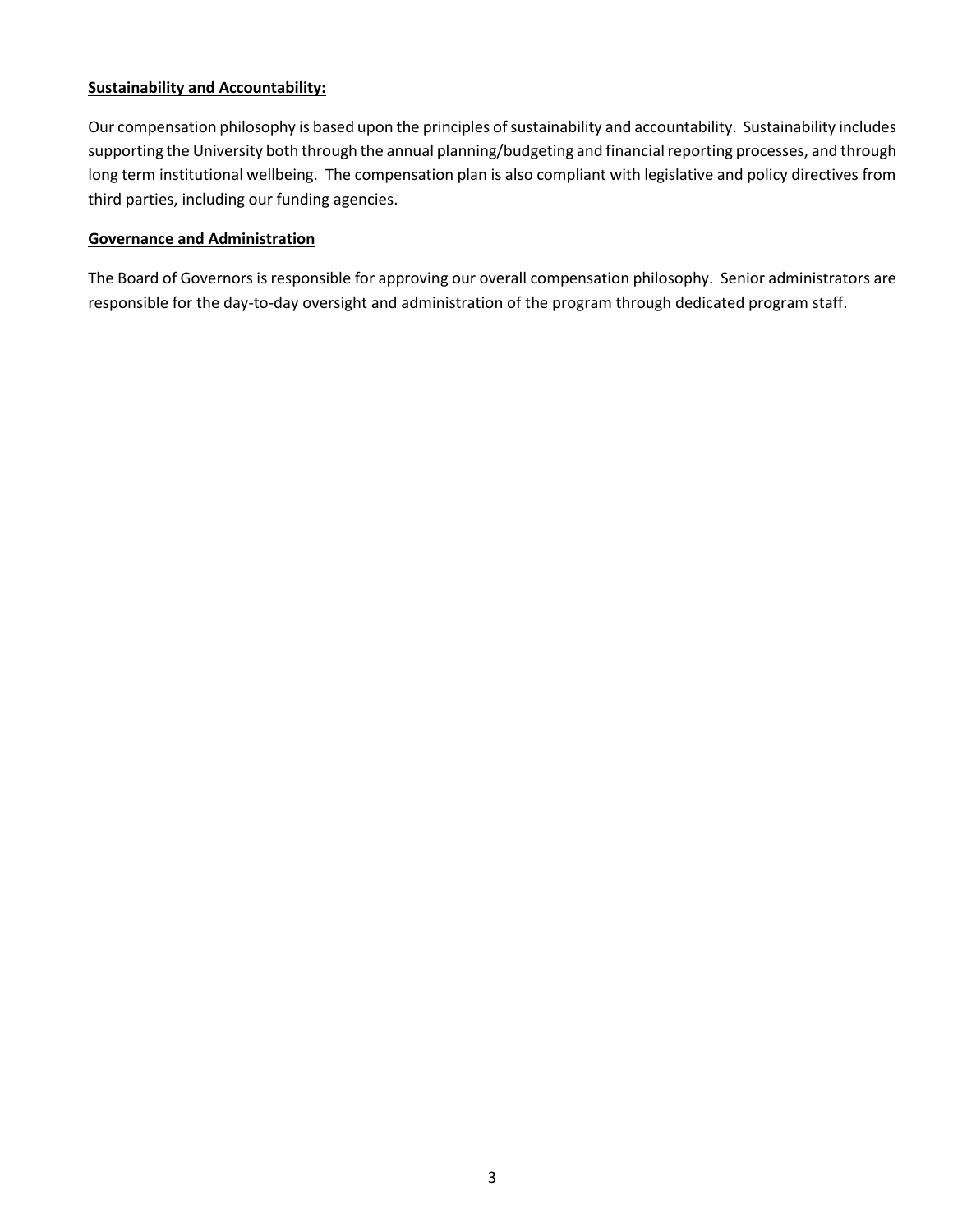**Sustainability and Accountability:**

Our compensation philosophy is based upon the principles of sustainability and accountability. Sustainability includes supporting the University both through the annual planning/budgeting and financial reporting processes, and through long term institutional wellbeing. The compensation plan is also compliant with legislative and policy directives from third parties, including our funding agencies.

**Governance and Administration**

The Board of Governors is responsible for approving our overall compensation philosophy. Senior administrators are responsible for the day-to-day oversight and administration of the program through dedicated program staff.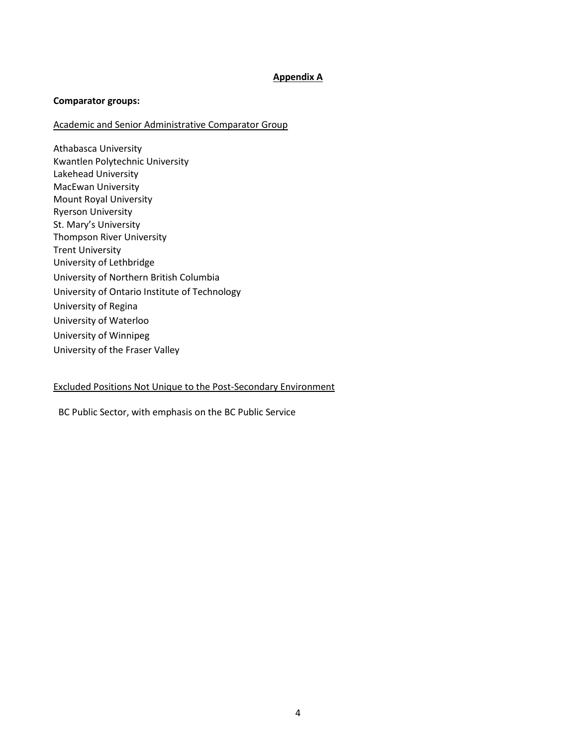## Appendix A

**Comparator groups:**

Academic and Senior Administrative Comparator Group

Athabasca University
Kwantlen Polytechnic University
Lakehead University
MacEwan University
Mount Royal University
Ryerson University
St. Mary's University
Thompson River University
Trent University
University of Lethbridge
University of Northern British Columbia
University of Ontario Institute of Technology
University of Regina
University of Waterloo
University of Winnipeg
University of the Fraser Valley

Excluded Positions Not Unique to the Post-Secondary Environment

BC Public Sector, with emphasis on the BC Public Service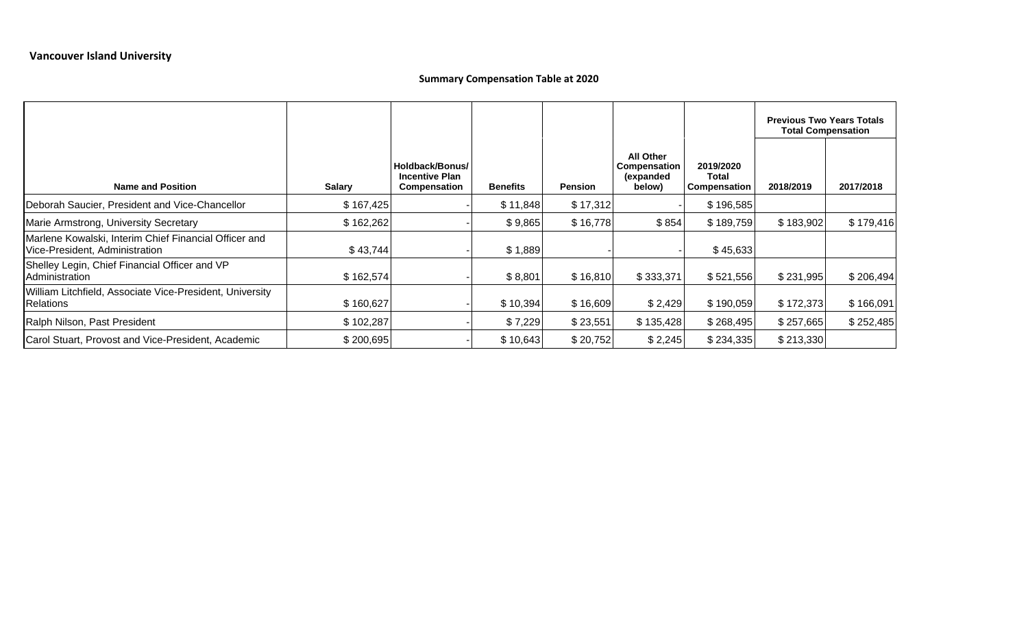**Vancouver Island University**

**Summary Compensation Table at 2020**

| Name and Position | Salary | Holdback/Bonus/ Incentive Plan Compensation | Benefits | Pension | All Other Compensation (expanded below) | 2019/2020 Total Compensation | Previous Two Years Totals Total Compensation | |
|---|---|---|---|---|---|---|---|---|
| | | | | | | | 2018/2019 | 2017/2018 |
| Deborah Saucier, President and Vice-Chancellor | $ 167,425 | - | $ 11,848 | $ 17,312 | - | $ 196,585 | | |
| Marie Armstrong, University Secretary | $ 162,262 | - | $ 9,865 | $ 16,778 | $ 854 | $ 189,759 | $ 183,902 | $ 179,416 |
| Marlene Kowalski, Interim Chief Financial Officer and Vice-President, Administration | $ 43,744 | - | $ 1,889 | - | - | $ 45,633 | | |
| Shelley Legin, Chief Financial Officer and VP Administration | $ 162,574 | - | $ 8,801 | $ 16,810 | $ 333,371 | $ 521,556 | $ 231,995 | $ 206,494 |
| William Litchfield, Associate Vice-President, University Relations | $ 160,627 | - | $ 10,394 | $ 16,609 | $ 2,429 | $ 190,059 | $ 172,373 | $ 166,091 |
| Ralph Nilson, Past President | $ 102,287 | - | $ 7,229 | $ 23,551 | $ 135,428 | $ 268,495 | $ 257,665 | $ 252,485 |
| Carol Stuart, Provost and Vice-President, Academic | $ 200,695 | - | $ 10,643 | $ 20,752 | $ 2,245 | $ 234,335 | $ 213,330 | |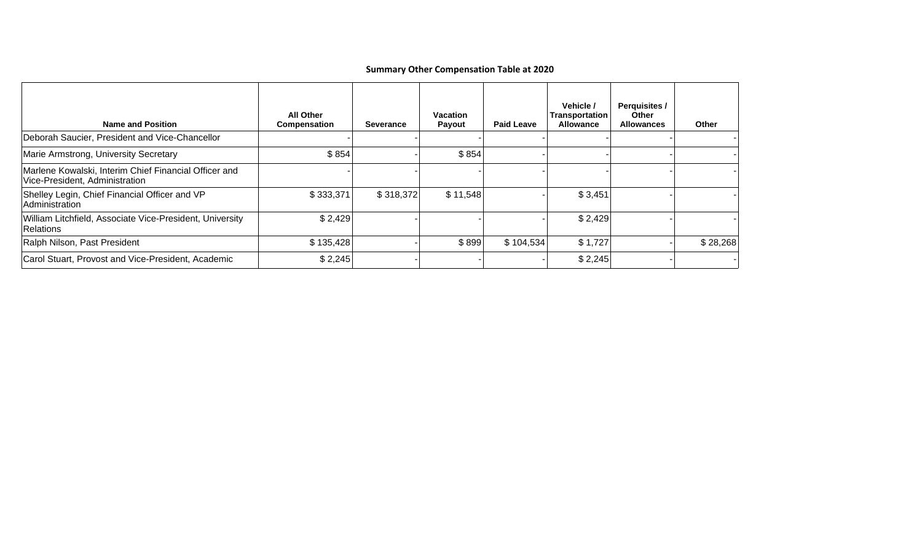## Summary Other Compensation Table at 2020

| Name and Position | All Other Compensation | Severance | Vacation Payout | Paid Leave | Vehicle / Transportation Allowance | Perquisites / Other Allowances | Other |
|---|---|---|---|---|---|---|---|
| Deborah Saucier, President and Vice-Chancellor | - | - | - | - | - | - | - |
| Marie Armstrong, University Secretary | $ 854 | - | $ 854 | - | - | - | - |
| Marlene Kowalski, Interim Chief Financial Officer and Vice-President, Administration | - | - | - | - | - | - | - |
| Shelley Legin, Chief Financial Officer and VP Administration | $ 333,371 | $ 318,372 | $ 11,548 | - | $ 3,451 | - | - |
| William Litchfield, Associate Vice-President, University Relations | $ 2,429 | - | - | - | $ 2,429 | - | - |
| Ralph Nilson, Past President | $ 135,428 | - | $ 899 | $ 104,534 | $ 1,727 | - | $ 28,268 |
| Carol Stuart, Provost and Vice-President, Academic | $ 2,245 | - | - | - | $ 2,245 | - | - |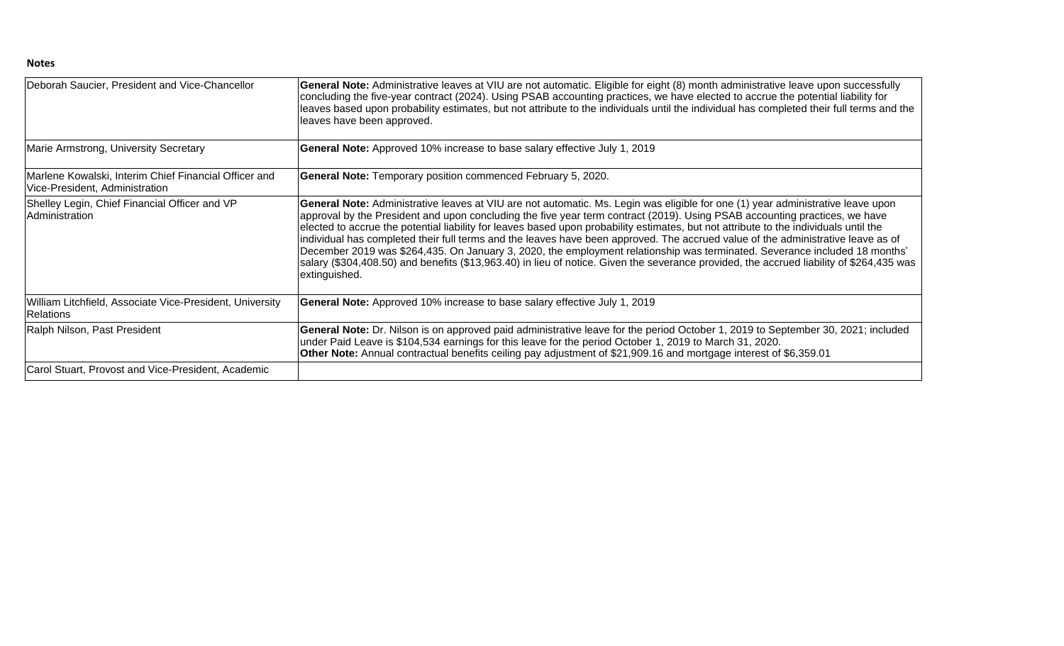**Notes**

| | |
|---|---|
| Deborah Saucier, President and Vice-Chancellor | **General Note:** Administrative leaves at VIU are not automatic. Eligible for eight (8) month administrative leave upon successfully concluding the five-year contract (2024). Using PSAB accounting practices, we have elected to accrue the potential liability for leaves based upon probability estimates, but not attribute to the individuals until the individual has completed their full terms and the leaves have been approved. |
| Marie Armstrong, University Secretary | **General Note:** Approved 10% increase to base salary effective July 1, 2019 |
| Marlene Kowalski, Interim Chief Financial Officer and Vice-President, Administration | **General Note:** Temporary position commenced February 5, 2020. |
| Shelley Legin, Chief Financial Officer and VP Administration | **General Note:** Administrative leaves at VIU are not automatic. Ms. Legin was eligible for one (1) year administrative leave upon approval by the President and upon concluding the five year term contract (2019). Using PSAB accounting practices, we have elected to accrue the potential liability for leaves based upon probability estimates, but not attribute to the individuals until the individual has completed their full terms and the leaves have been approved. The accrued value of the administrative leave as of December 2019 was $264,435. On January 3, 2020, the employment relationship was terminated. Severance included 18 months' salary ($304,408.50) and benefits ($13,963.40) in lieu of notice. Given the severance provided, the accrued liability of $264,435 was extinguished. |
| William Litchfield, Associate Vice-President, University Relations | **General Note:** Approved 10% increase to base salary effective July 1, 2019 |
| Ralph Nilson, Past President | **General Note:** Dr. Nilson is on approved paid administrative leave for the period October 1, 2019 to September 30, 2021; included under Paid Leave is $104,534 earnings for this leave for the period October 1, 2019 to March 31, 2020.<br>**Other Note:** Annual contractual benefits ceiling pay adjustment of $21,909.16 and mortgage interest of $6,359.01 |
| Carol Stuart, Provost and Vice-President, Academic | |